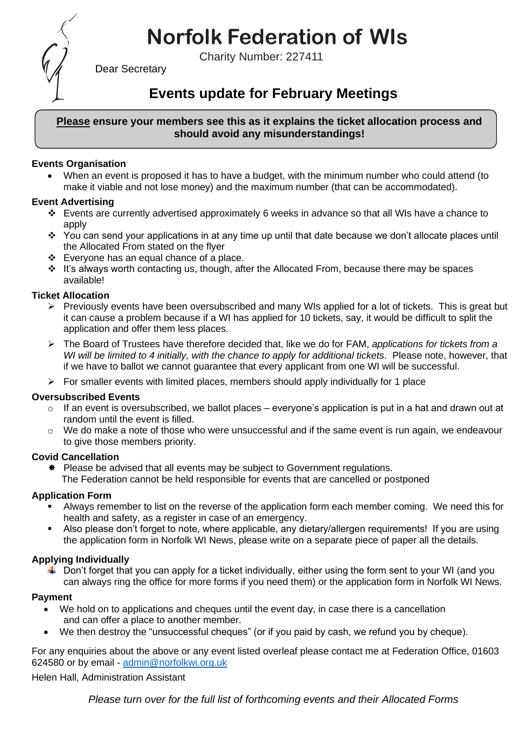# Norfolk Federation of WIs

Charity Number: 227411

Dear Secretary

## Events update for February Meetings

**<u>Please</u> ensure your members see this as it explains the ticket allocation process and should avoid any misunderstandings!**

### Events Organisation

- When an event is proposed it has to have a budget, with the minimum number who could attend (to make it viable and not lose money) and the maximum number (that can be accommodated).

### Event Advertising

- Events are currently advertised approximately 6 weeks in advance so that all WIs have a chance to apply
- You can send your applications in at any time up until that date because we don't allocate places until the Allocated From stated on the flyer
- Everyone has an equal chance of a place.
- It's always worth contacting us, though, after the Allocated From, because there may be spaces available!

### Ticket Allocation

- Previously events have been oversubscribed and many WIs applied for a lot of tickets. This is great but it can cause a problem because if a WI has applied for 10 tickets, say, it would be difficult to split the application and offer them less places.
- The Board of Trustees have therefore decided that, like we do for FAM, *applications for tickets from a WI will be limited to 4 initially, with the chance to apply for additional tickets*. Please note, however, that if we have to ballot we cannot guarantee that every applicant from one WI will be successful.
- For smaller events with limited places, members should apply individually for 1 place

### Oversubscribed Events

- If an event is oversubscribed, we ballot places – everyone's application is put in a hat and drawn out at random until the event is filled.
- We do make a note of those who were unsuccessful and if the same event is run again, we endeavour to give those members priority.

### Covid Cancellation

- Please be advised that all events may be subject to Government regulations.
  The Federation cannot be held responsible for events that are cancelled or postponed

### Application Form

- Always remember to list on the reverse of the application form each member coming. We need this for health and safety, as a register in case of an emergency.
- Also please don't forget to note, where applicable, any dietary/allergen requirements! If you are using the application form in Norfolk WI News, please write on a separate piece of paper all the details.

### Applying Individually

- Don't forget that you can apply for a ticket individually, either using the form sent to your WI (and you can always ring the office for more forms if you need them) or the application form in Norfolk WI News.

### Payment

- We hold on to applications and cheques until the event day, in case there is a cancellation and can offer a place to another member.
- We then destroy the "unsuccessful cheques" (or if you paid by cash, we refund you by cheque).

For any enquiries about the above or any event listed overleaf please contact me at Federation Office, 01603 624580 or by email - admin@norfolkwi.org.uk

Helen Hall, Administration Assistant

*Please turn over for the full list of forthcoming events and their Allocated Forms*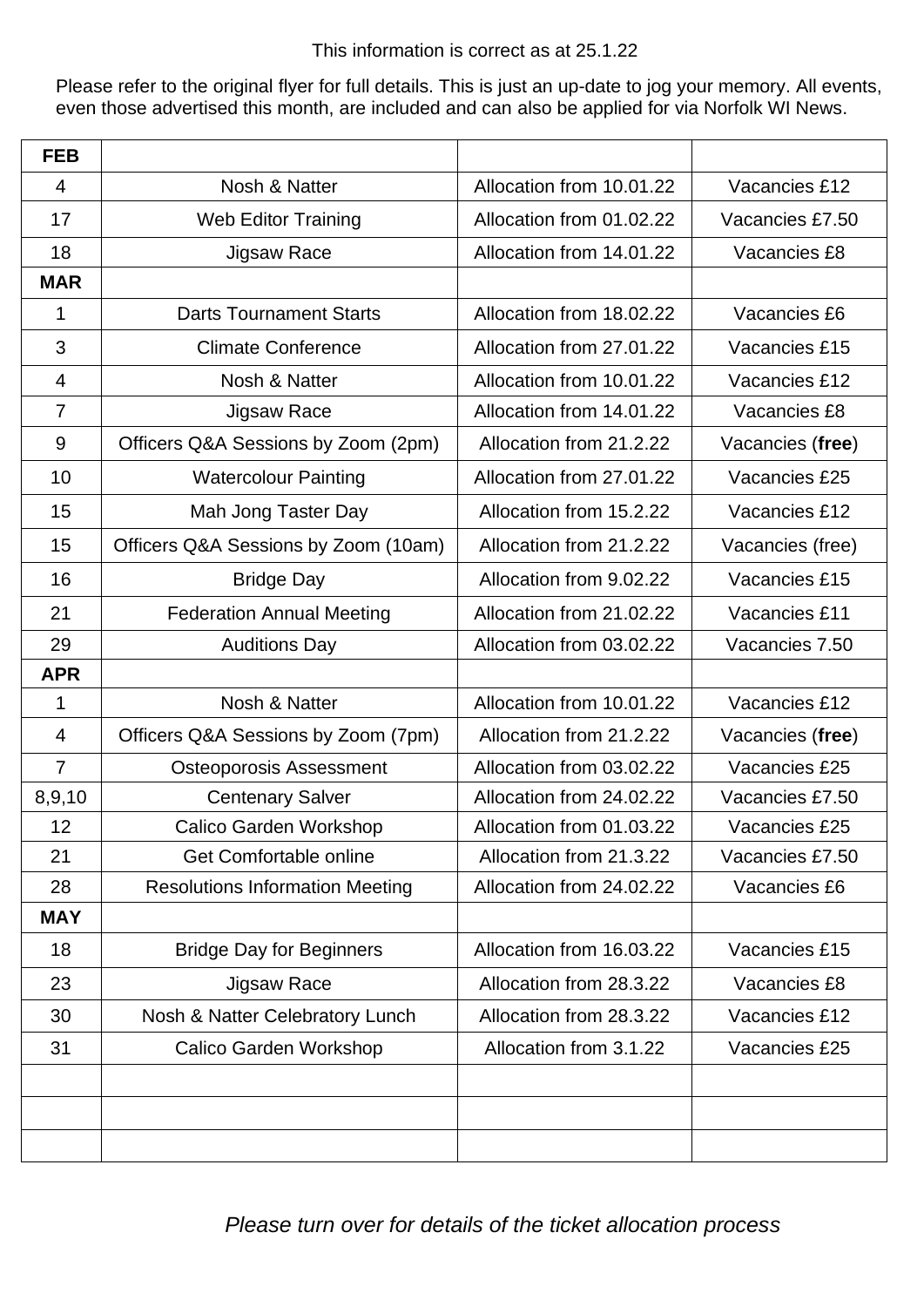This information is correct as at 25.1.22

Please refer to the original flyer for full details. This is just an up-date to jog your memory. All events, even those advertised this month, are included and can also be applied for via Norfolk WI News.

| | | | |
|---|---|---|---|
| **FEB** | | | |
| 4 | Nosh & Natter | Allocation from 10.01.22 | Vacancies £12 |
| 17 | Web Editor Training | Allocation from 01.02.22 | Vacancies £7.50 |
| 18 | Jigsaw Race | Allocation from 14.01.22 | Vacancies £8 |
| **MAR** | | | |
| 1 | Darts Tournament Starts | Allocation from 18.02.22 | Vacancies £6 |
| 3 | Climate Conference | Allocation from 27.01.22 | Vacancies £15 |
| 4 | Nosh & Natter | Allocation from 10.01.22 | Vacancies £12 |
| 7 | Jigsaw Race | Allocation from 14.01.22 | Vacancies £8 |
| 9 | Officers Q&A Sessions by Zoom (2pm) | Allocation from 21.2.22 | Vacancies (**free**) |
| 10 | Watercolour Painting | Allocation from 27.01.22 | Vacancies £25 |
| 15 | Mah Jong Taster Day | Allocation from 15.2.22 | Vacancies £12 |
| 15 | Officers Q&A Sessions by Zoom (10am) | Allocation from 21.2.22 | Vacancies (free) |
| 16 | Bridge Day | Allocation from 9.02.22 | Vacancies £15 |
| 21 | Federation Annual Meeting | Allocation from 21.02.22 | Vacancies £11 |
| 29 | Auditions Day | Allocation from 03.02.22 | Vacancies 7.50 |
| **APR** | | | |
| 1 | Nosh & Natter | Allocation from 10.01.22 | Vacancies £12 |
| 4 | Officers Q&A Sessions by Zoom (7pm) | Allocation from 21.2.22 | Vacancies (**free**) |
| 7 | Osteoporosis Assessment | Allocation from 03.02.22 | Vacancies £25 |
| 8,9,10 | Centenary Salver | Allocation from 24.02.22 | Vacancies £7.50 |
| 12 | Calico Garden Workshop | Allocation from 01.03.22 | Vacancies £25 |
| 21 | Get Comfortable online | Allocation from 21.3.22 | Vacancies £7.50 |
| 28 | Resolutions Information Meeting | Allocation from 24.02.22 | Vacancies £6 |
| **MAY** | | | |
| 18 | Bridge Day for Beginners | Allocation from 16.03.22 | Vacancies £15 |
| 23 | Jigsaw Race | Allocation from 28.3.22 | Vacancies £8 |
| 30 | Nosh & Natter Celebratory Lunch | Allocation from 28.3.22 | Vacancies £12 |
| 31 | Calico Garden Workshop | Allocation from 3.1.22 | Vacancies £25 |
| | | | |
| | | | |
| | | | |

*Please turn over for details of the ticket allocation process*